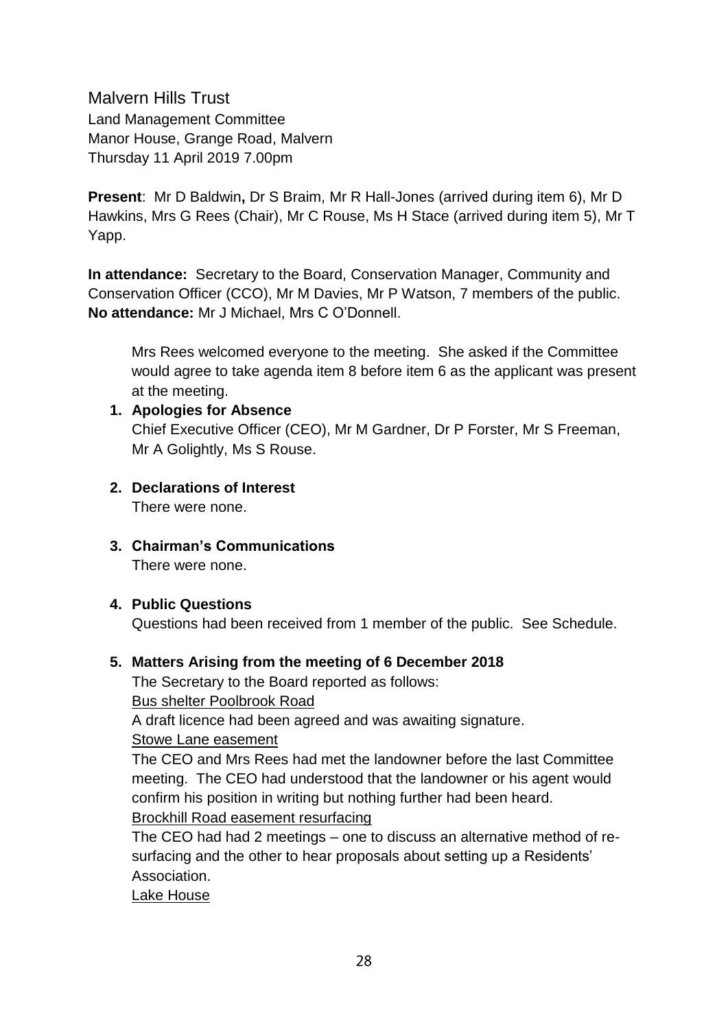# Malvern Hills Trust

Land Management Committee
Manor House, Grange Road, Malvern
Thursday 11 April 2019 7.00pm

**Present**: Mr D Baldwin**,** Dr S Braim, Mr R Hall-Jones (arrived during item 6), Mr D Hawkins, Mrs G Rees (Chair), Mr C Rouse, Ms H Stace (arrived during item 5), Mr T Yapp.

**In attendance:** Secretary to the Board, Conservation Manager, Community and Conservation Officer (CCO), Mr M Davies, Mr P Watson, 7 members of the public.
**No attendance:** Mr J Michael, Mrs C O'Donnell.

Mrs Rees welcomed everyone to the meeting. She asked if the Committee would agree to take agenda item 8 before item 6 as the applicant was present at the meeting.

1. **Apologies for Absence**
   Chief Executive Officer (CEO), Mr M Gardner, Dr P Forster, Mr S Freeman, Mr A Golightly, Ms S Rouse.

2. **Declarations of Interest**
   There were none.

3. **Chairman's Communications**
   There were none.

4. **Public Questions**
   Questions had been received from 1 member of the public. See Schedule.

5. **Matters Arising from the meeting of 6 December 2018**
   The Secretary to the Board reported as follows:
   
   Bus shelter Poolbrook Road
   
   A draft licence had been agreed and was awaiting signature.
   
   Stowe Lane easement
   
   The CEO and Mrs Rees had met the landowner before the last Committee meeting. The CEO had understood that the landowner or his agent would confirm his position in writing but nothing further had been heard.
   
   Brockhill Road easement resurfacing
   
   The CEO had had 2 meetings – one to discuss an alternative method of re-surfacing and the other to hear proposals about setting up a Residents' Association.
   
   Lake House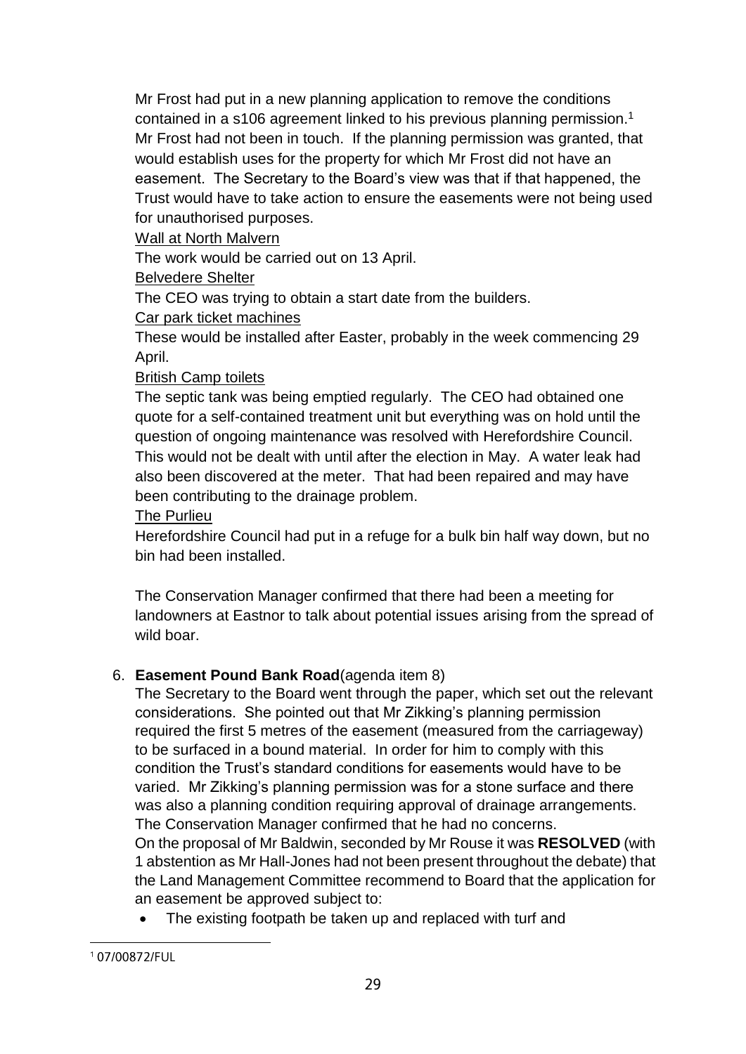Mr Frost had put in a new planning application to remove the conditions contained in a s106 agreement linked to his previous planning permission.[1] Mr Frost had not been in touch. If the planning permission was granted, that would establish uses for the property for which Mr Frost did not have an easement. The Secretary to the Board's view was that if that happened, the Trust would have to take action to ensure the easements were not being used for unauthorised purposes.

<u>Wall at North Malvern</u>

The work would be carried out on 13 April.

<u>Belvedere Shelter</u>

The CEO was trying to obtain a start date from the builders.

<u>Car park ticket machines</u>

These would be installed after Easter, probably in the week commencing 29 April.

<u>British Camp toilets</u>

The septic tank was being emptied regularly. The CEO had obtained one quote for a self-contained treatment unit but everything was on hold until the question of ongoing maintenance was resolved with Herefordshire Council. This would not be dealt with until after the election in May. A water leak had also been discovered at the meter. That had been repaired and may have been contributing to the drainage problem.

<u>The Purlieu</u>

Herefordshire Council had put in a refuge for a bulk bin half way down, but no bin had been installed.

The Conservation Manager confirmed that there had been a meeting for landowners at Eastnor to talk about potential issues arising from the spread of wild boar.

6. **Easement Pound Bank Road**(agenda item 8)

   The Secretary to the Board went through the paper, which set out the relevant considerations. She pointed out that Mr Zikking's planning permission required the first 5 metres of the easement (measured from the carriageway) to be surfaced in a bound material. In order for him to comply with this condition the Trust's standard conditions for easements would have to be varied. Mr Zikking's planning permission was for a stone surface and there was also a planning condition requiring approval of drainage arrangements. The Conservation Manager confirmed that he had no concerns.

   On the proposal of Mr Baldwin, seconded by Mr Rouse it was **RESOLVED** (with 1 abstention as Mr Hall-Jones had not been present throughout the debate) that the Land Management Committee recommend to Board that the application for an easement be approved subject to:

   - The existing footpath be taken up and replaced with turf and

[1] 07/00872/FUL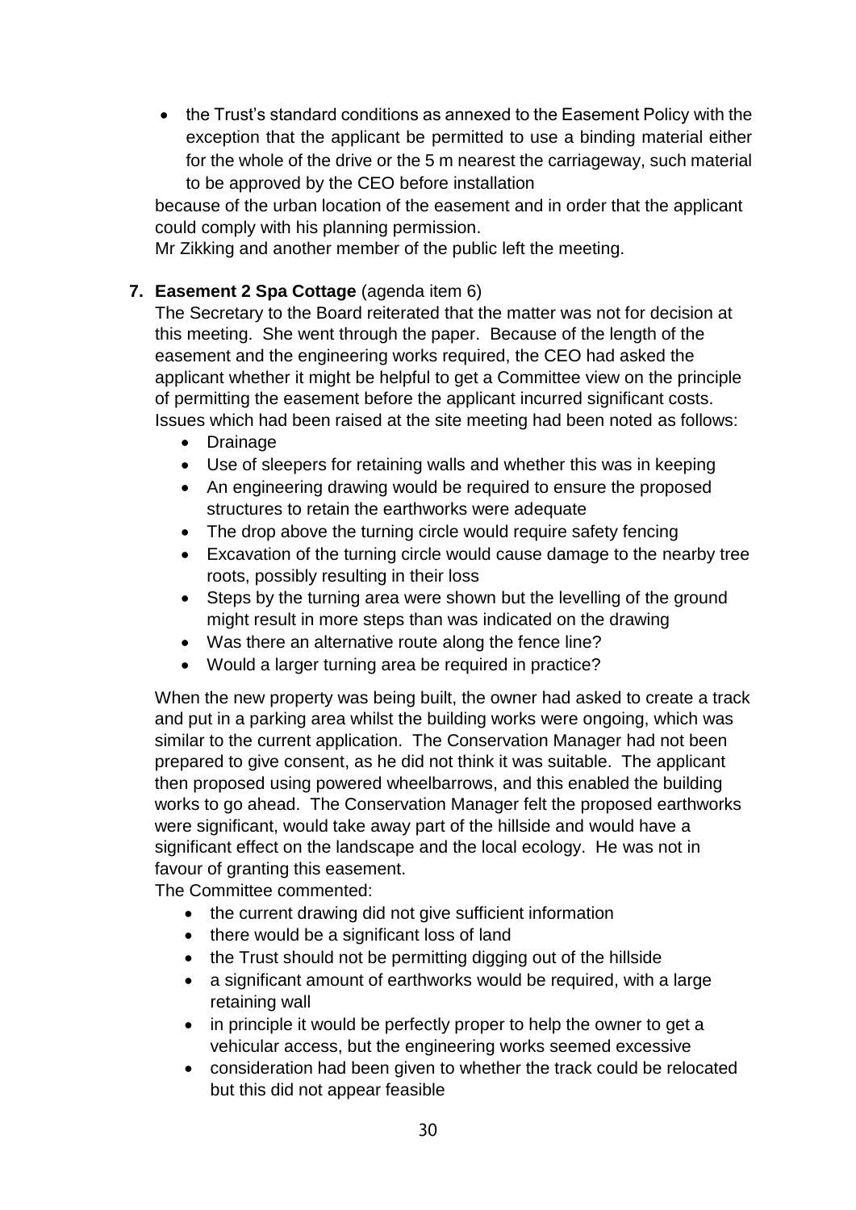- the Trust's standard conditions as annexed to the Easement Policy with the exception that the applicant be permitted to use a binding material either for the whole of the drive or the 5 m nearest the carriageway, such material to be approved by the CEO before installation

because of the urban location of the easement and in order that the applicant could comply with his planning permission.

Mr Zikking and another member of the public left the meeting.

**7. Easement 2 Spa Cottage** (agenda item 6)

The Secretary to the Board reiterated that the matter was not for decision at this meeting. She went through the paper. Because of the length of the easement and the engineering works required, the CEO had asked the applicant whether it might be helpful to get a Committee view on the principle of permitting the easement before the applicant incurred significant costs. Issues which had been raised at the site meeting had been noted as follows:

- Drainage
- Use of sleepers for retaining walls and whether this was in keeping
- An engineering drawing would be required to ensure the proposed structures to retain the earthworks were adequate
- The drop above the turning circle would require safety fencing
- Excavation of the turning circle would cause damage to the nearby tree roots, possibly resulting in their loss
- Steps by the turning area were shown but the levelling of the ground might result in more steps than was indicated on the drawing
- Was there an alternative route along the fence line?
- Would a larger turning area be required in practice?

When the new property was being built, the owner had asked to create a track and put in a parking area whilst the building works were ongoing, which was similar to the current application. The Conservation Manager had not been prepared to give consent, as he did not think it was suitable. The applicant then proposed using powered wheelbarrows, and this enabled the building works to go ahead. The Conservation Manager felt the proposed earthworks were significant, would take away part of the hillside and would have a significant effect on the landscape and the local ecology. He was not in favour of granting this easement.

The Committee commented:

- the current drawing did not give sufficient information
- there would be a significant loss of land
- the Trust should not be permitting digging out of the hillside
- a significant amount of earthworks would be required, with a large retaining wall
- in principle it would be perfectly proper to help the owner to get a vehicular access, but the engineering works seemed excessive
- consideration had been given to whether the track could be relocated but this did not appear feasible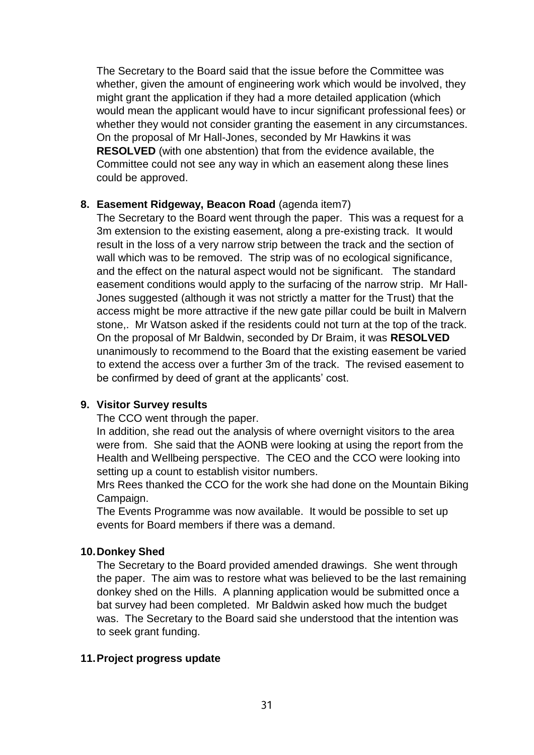The Secretary to the Board said that the issue before the Committee was whether, given the amount of engineering work which would be involved, they might grant the application if they had a more detailed application (which would mean the applicant would have to incur significant professional fees) or whether they would not consider granting the easement in any circumstances. On the proposal of Mr Hall-Jones, seconded by Mr Hawkins it was **RESOLVED** (with one abstention) that from the evidence available, the Committee could not see any way in which an easement along these lines could be approved.

8. **Easement Ridgeway, Beacon Road** (agenda item7)
   The Secretary to the Board went through the paper. This was a request for a 3m extension to the existing easement, along a pre-existing track. It would result in the loss of a very narrow strip between the track and the section of wall which was to be removed. The strip was of no ecological significance, and the effect on the natural aspect would not be significant. The standard easement conditions would apply to the surfacing of the narrow strip. Mr Hall-Jones suggested (although it was not strictly a matter for the Trust) that the access might be more attractive if the new gate pillar could be built in Malvern stone,. Mr Watson asked if the residents could not turn at the top of the track. On the proposal of Mr Baldwin, seconded by Dr Braim, it was **RESOLVED** unanimously to recommend to the Board that the existing easement be varied to extend the access over a further 3m of the track. The revised easement to be confirmed by deed of grant at the applicants' cost.

9. **Visitor Survey results**
   The CCO went through the paper.
   In addition, she read out the analysis of where overnight visitors to the area were from. She said that the AONB were looking at using the report from the Health and Wellbeing perspective. The CEO and the CCO were looking into setting up a count to establish visitor numbers.
   Mrs Rees thanked the CCO for the work she had done on the Mountain Biking Campaign.
   The Events Programme was now available. It would be possible to set up events for Board members if there was a demand.

10. **Donkey Shed**
    The Secretary to the Board provided amended drawings. She went through the paper. The aim was to restore what was believed to be the last remaining donkey shed on the Hills. A planning application would be submitted once a bat survey had been completed. Mr Baldwin asked how much the budget was. The Secretary to the Board said she understood that the intention was to seek grant funding.

11. **Project progress update**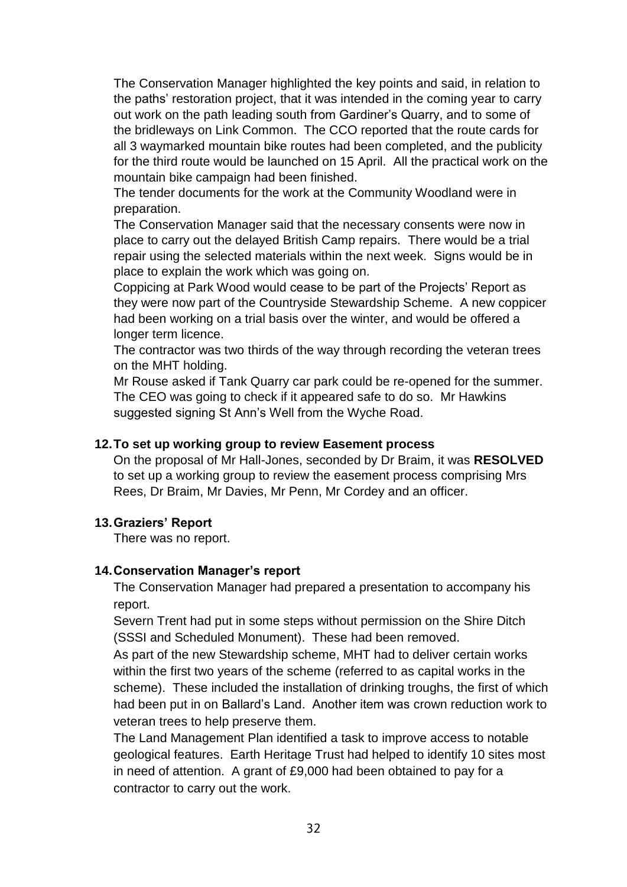The Conservation Manager highlighted the key points and said, in relation to the paths' restoration project, that it was intended in the coming year to carry out work on the path leading south from Gardiner's Quarry, and to some of the bridleways on Link Common. The CCO reported that the route cards for all 3 waymarked mountain bike routes had been completed, and the publicity for the third route would be launched on 15 April. All the practical work on the mountain bike campaign had been finished.

The tender documents for the work at the Community Woodland were in preparation.

The Conservation Manager said that the necessary consents were now in place to carry out the delayed British Camp repairs. There would be a trial repair using the selected materials within the next week. Signs would be in place to explain the work which was going on.

Coppicing at Park Wood would cease to be part of the Projects' Report as they were now part of the Countryside Stewardship Scheme. A new coppicer had been working on a trial basis over the winter, and would be offered a longer term licence.

The contractor was two thirds of the way through recording the veteran trees on the MHT holding.

Mr Rouse asked if Tank Quarry car park could be re-opened for the summer. The CEO was going to check if it appeared safe to do so. Mr Hawkins suggested signing St Ann's Well from the Wyche Road.

### 12. To set up working group to review Easement process

On the proposal of Mr Hall-Jones, seconded by Dr Braim, it was **RESOLVED** to set up a working group to review the easement process comprising Mrs Rees, Dr Braim, Mr Davies, Mr Penn, Mr Cordey and an officer.

### 13. Graziers' Report

There was no report.

### 14. Conservation Manager's report

The Conservation Manager had prepared a presentation to accompany his report.

Severn Trent had put in some steps without permission on the Shire Ditch (SSSI and Scheduled Monument). These had been removed.

As part of the new Stewardship scheme, MHT had to deliver certain works within the first two years of the scheme (referred to as capital works in the scheme). These included the installation of drinking troughs, the first of which had been put in on Ballard's Land. Another item was crown reduction work to veteran trees to help preserve them.

The Land Management Plan identified a task to improve access to notable geological features. Earth Heritage Trust had helped to identify 10 sites most in need of attention. A grant of £9,000 had been obtained to pay for a contractor to carry out the work.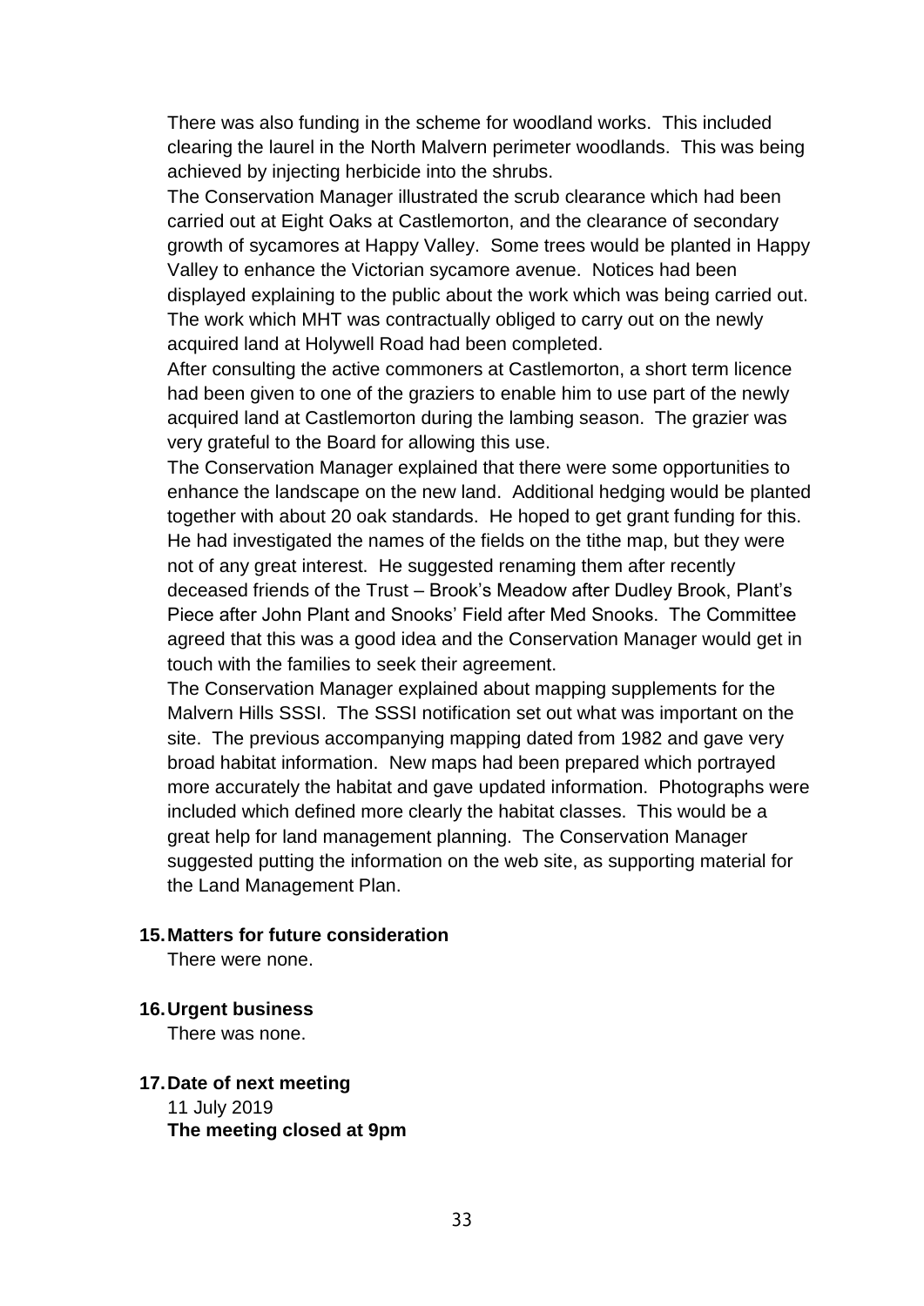There was also funding in the scheme for woodland works. This included clearing the laurel in the North Malvern perimeter woodlands. This was being achieved by injecting herbicide into the shrubs.

The Conservation Manager illustrated the scrub clearance which had been carried out at Eight Oaks at Castlemorton, and the clearance of secondary growth of sycamores at Happy Valley. Some trees would be planted in Happy Valley to enhance the Victorian sycamore avenue. Notices had been displayed explaining to the public about the work which was being carried out. The work which MHT was contractually obliged to carry out on the newly acquired land at Holywell Road had been completed.

After consulting the active commoners at Castlemorton, a short term licence had been given to one of the graziers to enable him to use part of the newly acquired land at Castlemorton during the lambing season. The grazier was very grateful to the Board for allowing this use.

The Conservation Manager explained that there were some opportunities to enhance the landscape on the new land. Additional hedging would be planted together with about 20 oak standards. He hoped to get grant funding for this. He had investigated the names of the fields on the tithe map, but they were not of any great interest. He suggested renaming them after recently deceased friends of the Trust – Brook's Meadow after Dudley Brook, Plant's Piece after John Plant and Snooks' Field after Med Snooks. The Committee agreed that this was a good idea and the Conservation Manager would get in touch with the families to seek their agreement.

The Conservation Manager explained about mapping supplements for the Malvern Hills SSSI. The SSSI notification set out what was important on the site. The previous accompanying mapping dated from 1982 and gave very broad habitat information. New maps had been prepared which portrayed more accurately the habitat and gave updated information. Photographs were included which defined more clearly the habitat classes. This would be a great help for land management planning. The Conservation Manager suggested putting the information on the web site, as supporting material for the Land Management Plan.

**15. Matters for future consideration**

There were none.

**16. Urgent business**

There was none.

**17. Date of next meeting**

11 July 2019

**The meeting closed at 9pm**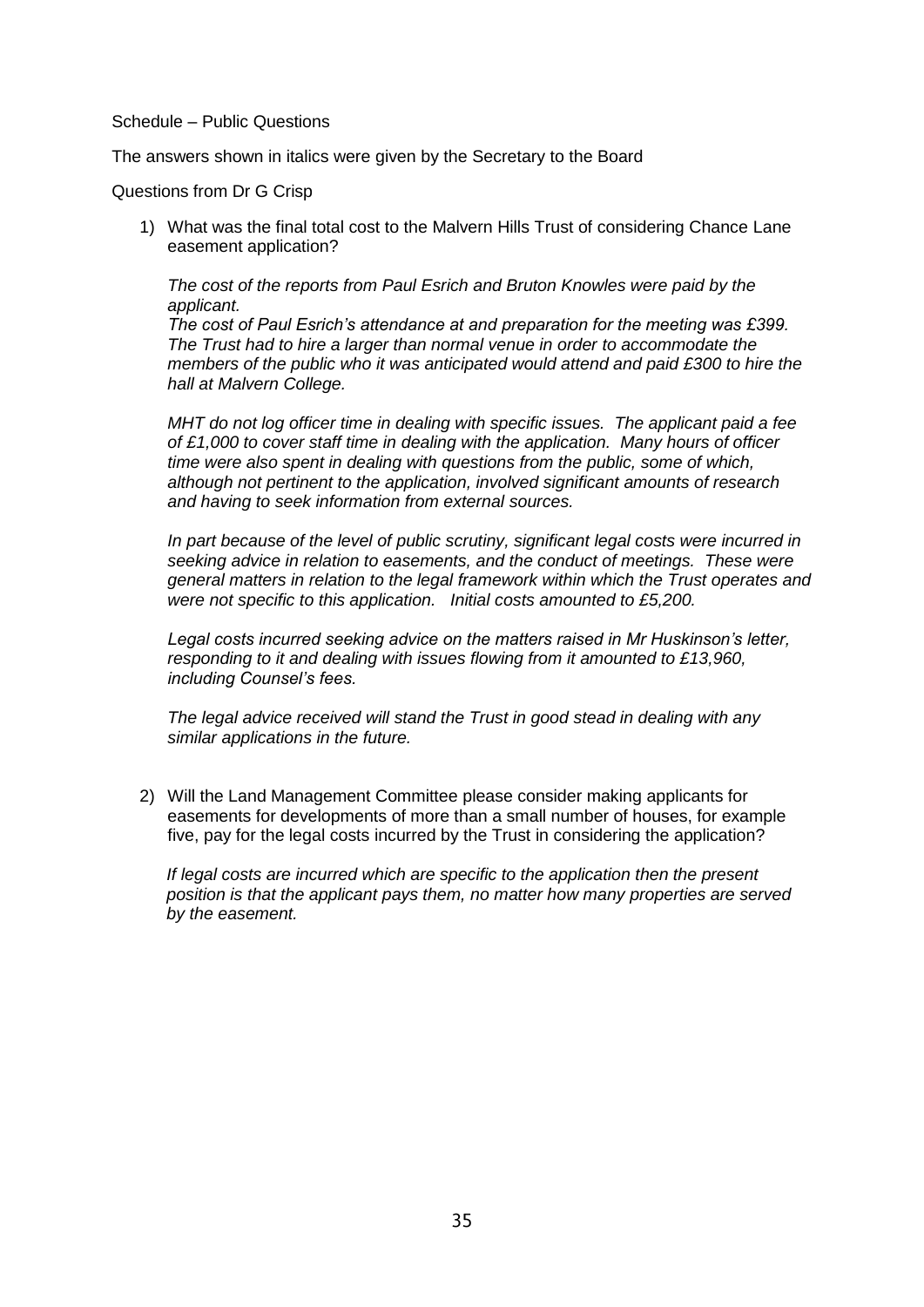Schedule – Public Questions

The answers shown in italics were given by the Secretary to the Board

Questions from Dr G Crisp

1) What was the final total cost to the Malvern Hills Trust of considering Chance Lane easement application?

   *The cost of the reports from Paul Esrich and Bruton Knowles were paid by the applicant.*
   *The cost of Paul Esrich's attendance at and preparation for the meeting was £399. The Trust had to hire a larger than normal venue in order to accommodate the members of the public who it was anticipated would attend and paid £300 to hire the hall at Malvern College.*

   *MHT do not log officer time in dealing with specific issues. The applicant paid a fee of £1,000 to cover staff time in dealing with the application. Many hours of officer time were also spent in dealing with questions from the public, some of which, although not pertinent to the application, involved significant amounts of research and having to seek information from external sources.*

   *In part because of the level of public scrutiny, significant legal costs were incurred in seeking advice in relation to easements, and the conduct of meetings. These were general matters in relation to the legal framework within which the Trust operates and were not specific to this application. Initial costs amounted to £5,200.*

   *Legal costs incurred seeking advice on the matters raised in Mr Huskinson's letter, responding to it and dealing with issues flowing from it amounted to £13,960, including Counsel's fees.*

   *The legal advice received will stand the Trust in good stead in dealing with any similar applications in the future.*

2) Will the Land Management Committee please consider making applicants for easements for developments of more than a small number of houses, for example five, pay for the legal costs incurred by the Trust in considering the application?

   *If legal costs are incurred which are specific to the application then the present position is that the applicant pays them, no matter how many properties are served by the easement.*